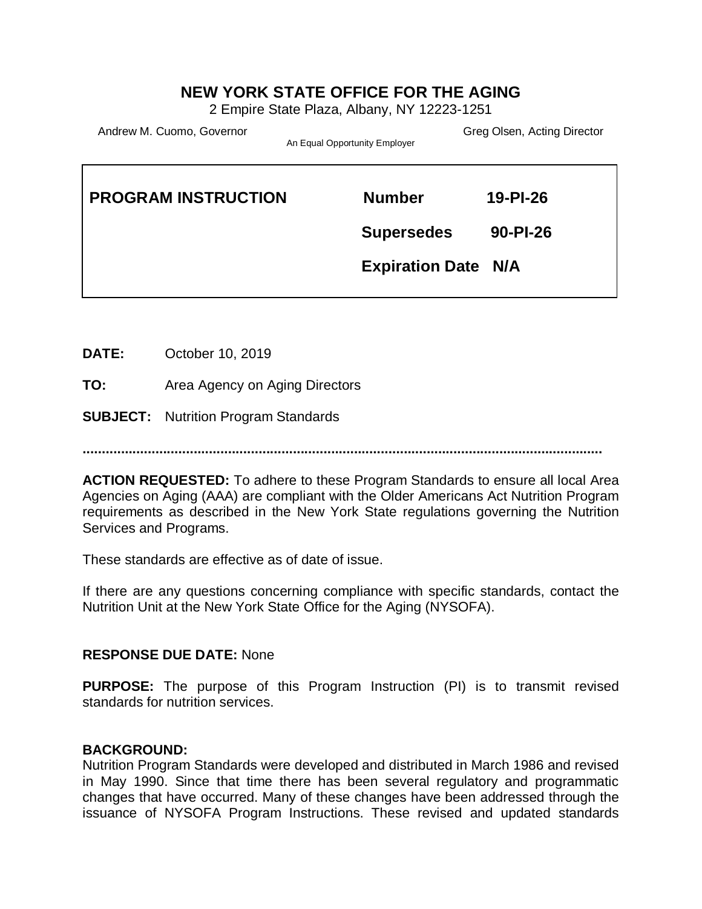# NEW YORK STATE OFFICE FOR THE AGING

2 Empire State Plaza, Albany, NY 12223-1251

Andrew M. Cuomo, Governor | An Equal Opportunity Employer | Greg Olsen, Acting Director

| **PROGRAM INSTRUCTION** | **Number** | **19-PI-26** |
|---|---|---|
| | **Supersedes** | **90-PI-26** |
| | **Expiration Date** | **N/A** |

**DATE:** October 10, 2019

**TO:** Area Agency on Aging Directors

**SUBJECT:** Nutrition Program Standards

.........................................................................................................................................

**ACTION REQUESTED:** To adhere to these Program Standards to ensure all local Area Agencies on Aging (AAA) are compliant with the Older Americans Act Nutrition Program requirements as described in the New York State regulations governing the Nutrition Services and Programs.

These standards are effective as of date of issue.

If there are any questions concerning compliance with specific standards, contact the Nutrition Unit at the New York State Office for the Aging (NYSOFA).

**RESPONSE DUE DATE:** None

**PURPOSE:** The purpose of this Program Instruction (PI) is to transmit revised standards for nutrition services.

**BACKGROUND:**
Nutrition Program Standards were developed and distributed in March 1986 and revised in May 1990. Since that time there has been several regulatory and programmatic changes that have occurred. Many of these changes have been addressed through the issuance of NYSOFA Program Instructions. These revised and updated standards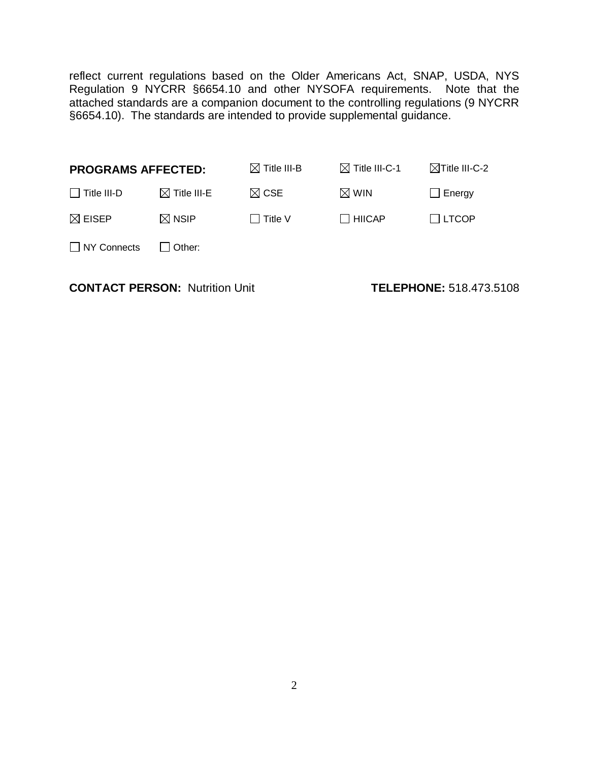reflect current regulations based on the Older Americans Act, SNAP, USDA, NYS Regulation 9 NYCRR §6654.10 and other NYSOFA requirements. Note that the attached standards are a companion document to the controlling regulations (9 NYCRR §6654.10). The standards are intended to provide supplemental guidance.

| **PROGRAMS AFFECTED:** | | ☒ Title III-B | ☒ Title III-C-1 | ☒ Title III-C-2 |
|---|---|---|---|---|
| ☐ Title III-D | ☒ Title III-E | ☒ CSE | ☒ WIN | ☐ Energy |
| ☒ EISEP | ☒ NSIP | ☐ Title V | ☐ HIICAP | ☐ LTCOP |
| ☐ NY Connects | ☐ Other: | | | |

**CONTACT PERSON:** Nutrition Unit **TELEPHONE:** 518.473.5108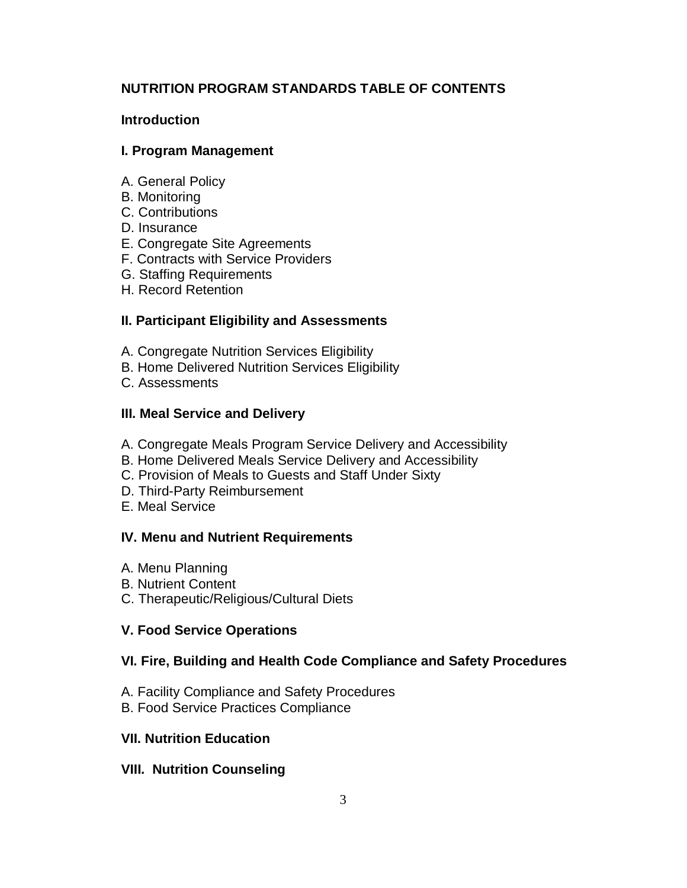# NUTRITION PROGRAM STANDARDS TABLE OF CONTENTS

## Introduction

## I. Program Management

A. General Policy
B. Monitoring
C. Contributions
D. Insurance
E. Congregate Site Agreements
F. Contracts with Service Providers
G. Staffing Requirements
H. Record Retention

## II. Participant Eligibility and Assessments

A. Congregate Nutrition Services Eligibility
B. Home Delivered Nutrition Services Eligibility
C. Assessments

## III. Meal Service and Delivery

A. Congregate Meals Program Service Delivery and Accessibility
B. Home Delivered Meals Service Delivery and Accessibility
C. Provision of Meals to Guests and Staff Under Sixty
D. Third-Party Reimbursement
E. Meal Service

## IV. Menu and Nutrient Requirements

A. Menu Planning
B. Nutrient Content
C. Therapeutic/Religious/Cultural Diets

## V. Food Service Operations

## VI. Fire, Building and Health Code Compliance and Safety Procedures

A. Facility Compliance and Safety Procedures
B. Food Service Practices Compliance

## VII. Nutrition Education

## VIII. Nutrition Counseling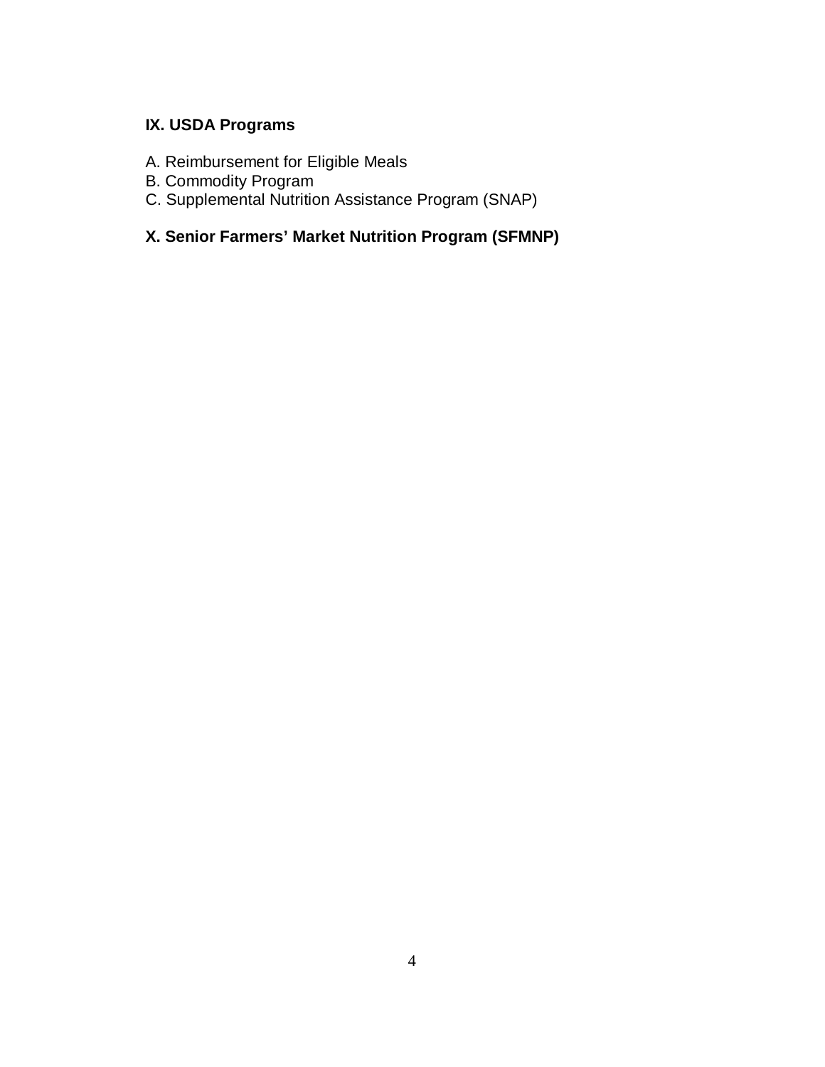**IX. USDA Programs**

A. Reimbursement for Eligible Meals
B. Commodity Program
C. Supplemental Nutrition Assistance Program (SNAP)

**X. Senior Farmers' Market Nutrition Program (SFMNP)**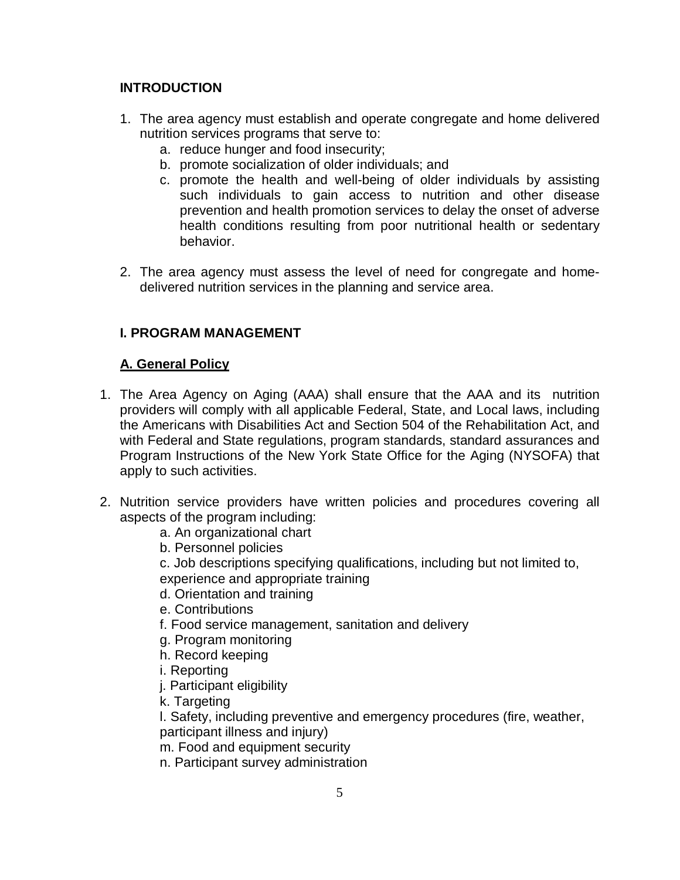## INTRODUCTION

1. The area agency must establish and operate congregate and home delivered nutrition services programs that serve to:
   a. reduce hunger and food insecurity;
   b. promote socialization of older individuals; and
   c. promote the health and well-being of older individuals by assisting such individuals to gain access to nutrition and other disease prevention and health promotion services to delay the onset of adverse health conditions resulting from poor nutritional health or sedentary behavior.

2. The area agency must assess the level of need for congregate and home-delivered nutrition services in the planning and service area.

## I. PROGRAM MANAGEMENT

### A. General Policy

1. The Area Agency on Aging (AAA) shall ensure that the AAA and its nutrition providers will comply with all applicable Federal, State, and Local laws, including the Americans with Disabilities Act and Section 504 of the Rehabilitation Act, and with Federal and State regulations, program standards, standard assurances and Program Instructions of the New York State Office for the Aging (NYSOFA) that apply to such activities.

2. Nutrition service providers have written policies and procedures covering all aspects of the program including:
   a. An organizational chart
   b. Personnel policies
   c. Job descriptions specifying qualifications, including but not limited to, experience and appropriate training
   d. Orientation and training
   e. Contributions
   f. Food service management, sanitation and delivery
   g. Program monitoring
   h. Record keeping
   i. Reporting
   j. Participant eligibility
   k. Targeting
   l. Safety, including preventive and emergency procedures (fire, weather, participant illness and injury)
   m. Food and equipment security
   n. Participant survey administration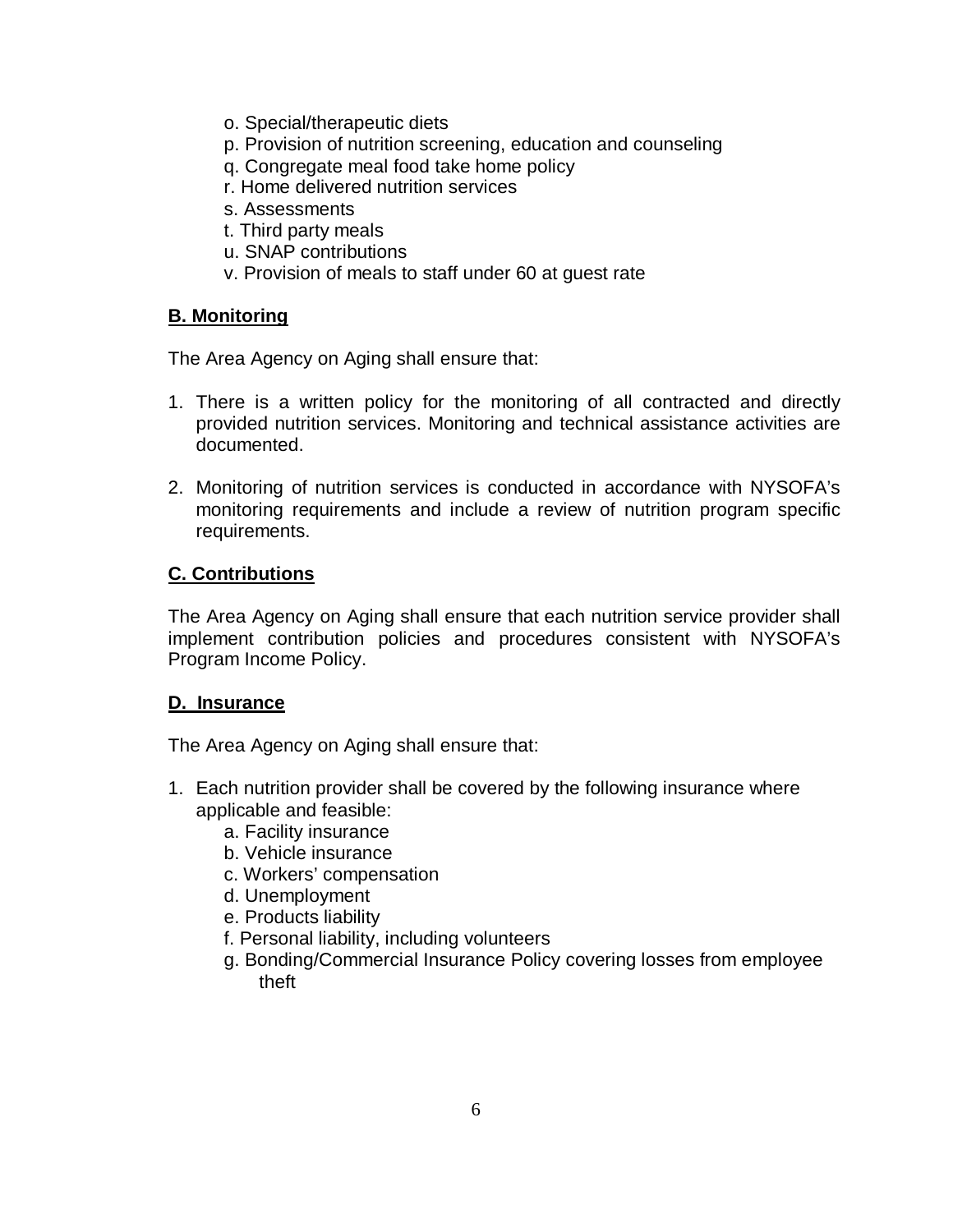o. Special/therapeutic diets
p. Provision of nutrition screening, education and counseling
q. Congregate meal food take home policy
r. Home delivered nutrition services
s. Assessments
t. Third party meals
u. SNAP contributions
v. Provision of meals to staff under 60 at guest rate

## B. Monitoring

The Area Agency on Aging shall ensure that:

1. There is a written policy for the monitoring of all contracted and directly provided nutrition services. Monitoring and technical assistance activities are documented.

2. Monitoring of nutrition services is conducted in accordance with NYSOFA's monitoring requirements and include a review of nutrition program specific requirements.

## C. Contributions

The Area Agency on Aging shall ensure that each nutrition service provider shall implement contribution policies and procedures consistent with NYSOFA's Program Income Policy.

## D. Insurance

The Area Agency on Aging shall ensure that:

1. Each nutrition provider shall be covered by the following insurance where applicable and feasible:
   a. Facility insurance
   b. Vehicle insurance
   c. Workers' compensation
   d. Unemployment
   e. Products liability
   f. Personal liability, including volunteers
   g. Bonding/Commercial Insurance Policy covering losses from employee theft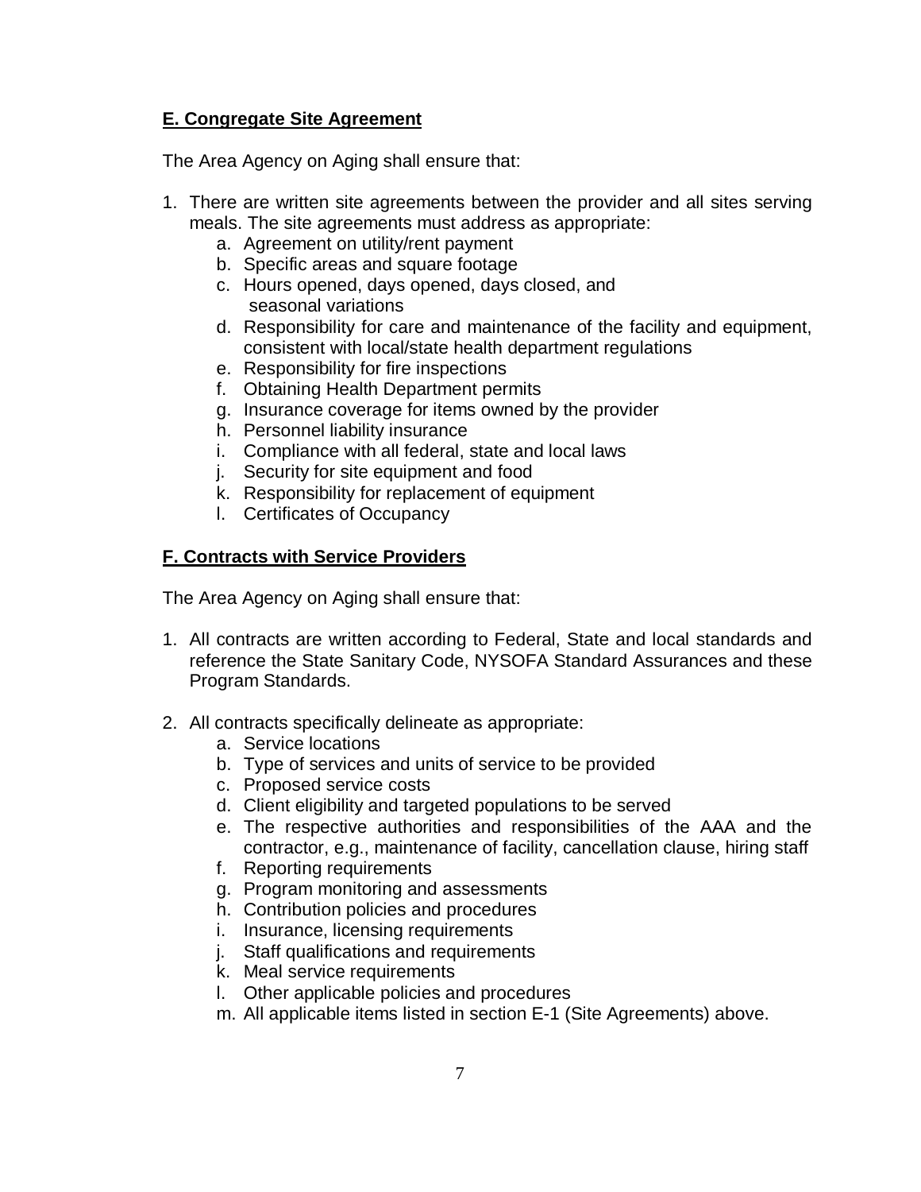## E. Congregate Site Agreement

The Area Agency on Aging shall ensure that:

1. There are written site agreements between the provider and all sites serving meals. The site agreements must address as appropriate:
    a. Agreement on utility/rent payment
    b. Specific areas and square footage
    c. Hours opened, days opened, days closed, and seasonal variations
    d. Responsibility for care and maintenance of the facility and equipment, consistent with local/state health department regulations
    e. Responsibility for fire inspections
    f. Obtaining Health Department permits
    g. Insurance coverage for items owned by the provider
    h. Personnel liability insurance
    i. Compliance with all federal, state and local laws
    j. Security for site equipment and food
    k. Responsibility for replacement of equipment
    l. Certificates of Occupancy

## F. Contracts with Service Providers

The Area Agency on Aging shall ensure that:

1. All contracts are written according to Federal, State and local standards and reference the State Sanitary Code, NYSOFA Standard Assurances and these Program Standards.

2. All contracts specifically delineate as appropriate:
    a. Service locations
    b. Type of services and units of service to be provided
    c. Proposed service costs
    d. Client eligibility and targeted populations to be served
    e. The respective authorities and responsibilities of the AAA and the contractor, e.g., maintenance of facility, cancellation clause, hiring staff
    f. Reporting requirements
    g. Program monitoring and assessments
    h. Contribution policies and procedures
    i. Insurance, licensing requirements
    j. Staff qualifications and requirements
    k. Meal service requirements
    l. Other applicable policies and procedures
    m. All applicable items listed in section E-1 (Site Agreements) above.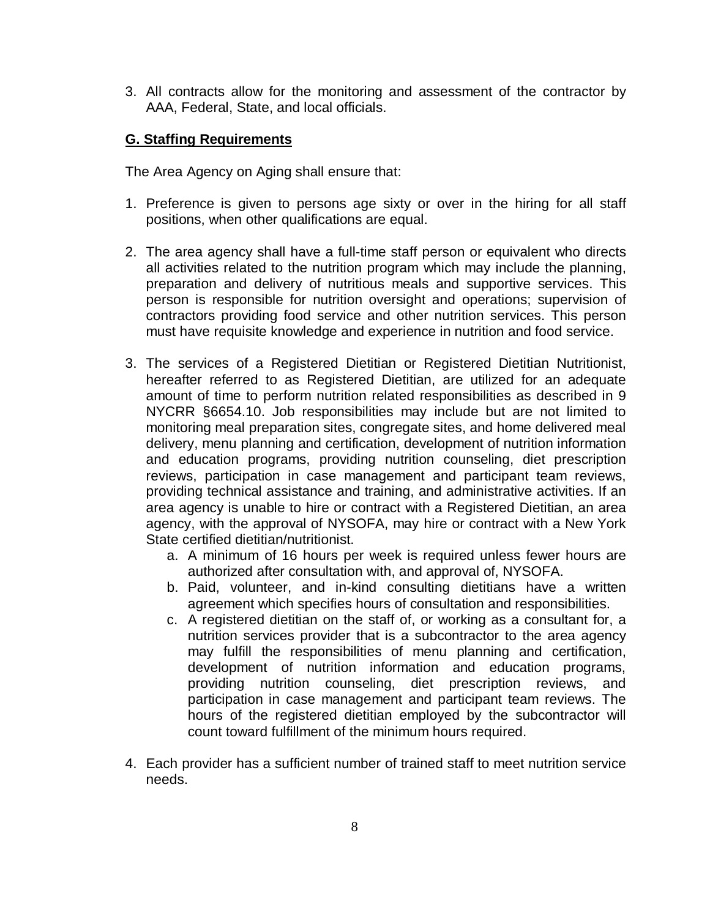3. All contracts allow for the monitoring and assessment of the contractor by AAA, Federal, State, and local officials.

## G. Staffing Requirements

The Area Agency on Aging shall ensure that:

1. Preference is given to persons age sixty or over in the hiring for all staff positions, when other qualifications are equal.

2. The area agency shall have a full-time staff person or equivalent who directs all activities related to the nutrition program which may include the planning, preparation and delivery of nutritious meals and supportive services. This person is responsible for nutrition oversight and operations; supervision of contractors providing food service and other nutrition services. This person must have requisite knowledge and experience in nutrition and food service.

3. The services of a Registered Dietitian or Registered Dietitian Nutritionist, hereafter referred to as Registered Dietitian, are utilized for an adequate amount of time to perform nutrition related responsibilities as described in 9 NYCRR §6654.10. Job responsibilities may include but are not limited to monitoring meal preparation sites, congregate sites, and home delivered meal delivery, menu planning and certification, development of nutrition information and education programs, providing nutrition counseling, diet prescription reviews, participation in case management and participant team reviews, providing technical assistance and training, and administrative activities. If an area agency is unable to hire or contract with a Registered Dietitian, an area agency, with the approval of NYSOFA, may hire or contract with a New York State certified dietitian/nutritionist.
   a. A minimum of 16 hours per week is required unless fewer hours are authorized after consultation with, and approval of, NYSOFA.
   b. Paid, volunteer, and in-kind consulting dietitians have a written agreement which specifies hours of consultation and responsibilities.
   c. A registered dietitian on the staff of, or working as a consultant for, a nutrition services provider that is a subcontractor to the area agency may fulfill the responsibilities of menu planning and certification, development of nutrition information and education programs, providing nutrition counseling, diet prescription reviews, and participation in case management and participant team reviews. The hours of the registered dietitian employed by the subcontractor will count toward fulfillment of the minimum hours required.

4. Each provider has a sufficient number of trained staff to meet nutrition service needs.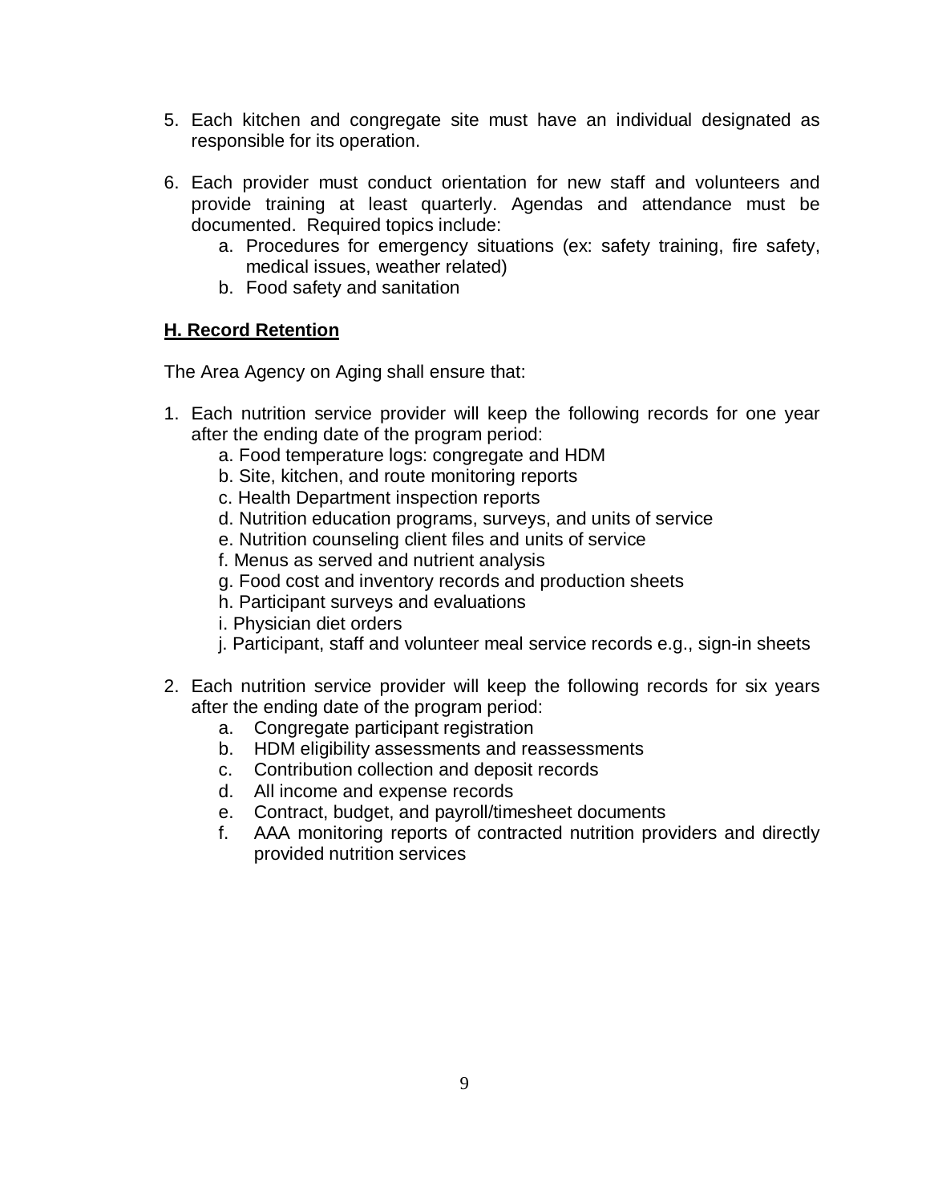5. Each kitchen and congregate site must have an individual designated as responsible for its operation.

6. Each provider must conduct orientation for new staff and volunteers and provide training at least quarterly. Agendas and attendance must be documented. Required topics include:
   a. Procedures for emergency situations (ex: safety training, fire safety, medical issues, weather related)
   b. Food safety and sanitation

## H. Record Retention

The Area Agency on Aging shall ensure that:

1. Each nutrition service provider will keep the following records for one year after the ending date of the program period:
   a. Food temperature logs: congregate and HDM
   b. Site, kitchen, and route monitoring reports
   c. Health Department inspection reports
   d. Nutrition education programs, surveys, and units of service
   e. Nutrition counseling client files and units of service
   f. Menus as served and nutrient analysis
   g. Food cost and inventory records and production sheets
   h. Participant surveys and evaluations
   i. Physician diet orders
   j. Participant, staff and volunteer meal service records e.g., sign-in sheets

2. Each nutrition service provider will keep the following records for six years after the ending date of the program period:
   a. Congregate participant registration
   b. HDM eligibility assessments and reassessments
   c. Contribution collection and deposit records
   d. All income and expense records
   e. Contract, budget, and payroll/timesheet documents
   f. AAA monitoring reports of contracted nutrition providers and directly provided nutrition services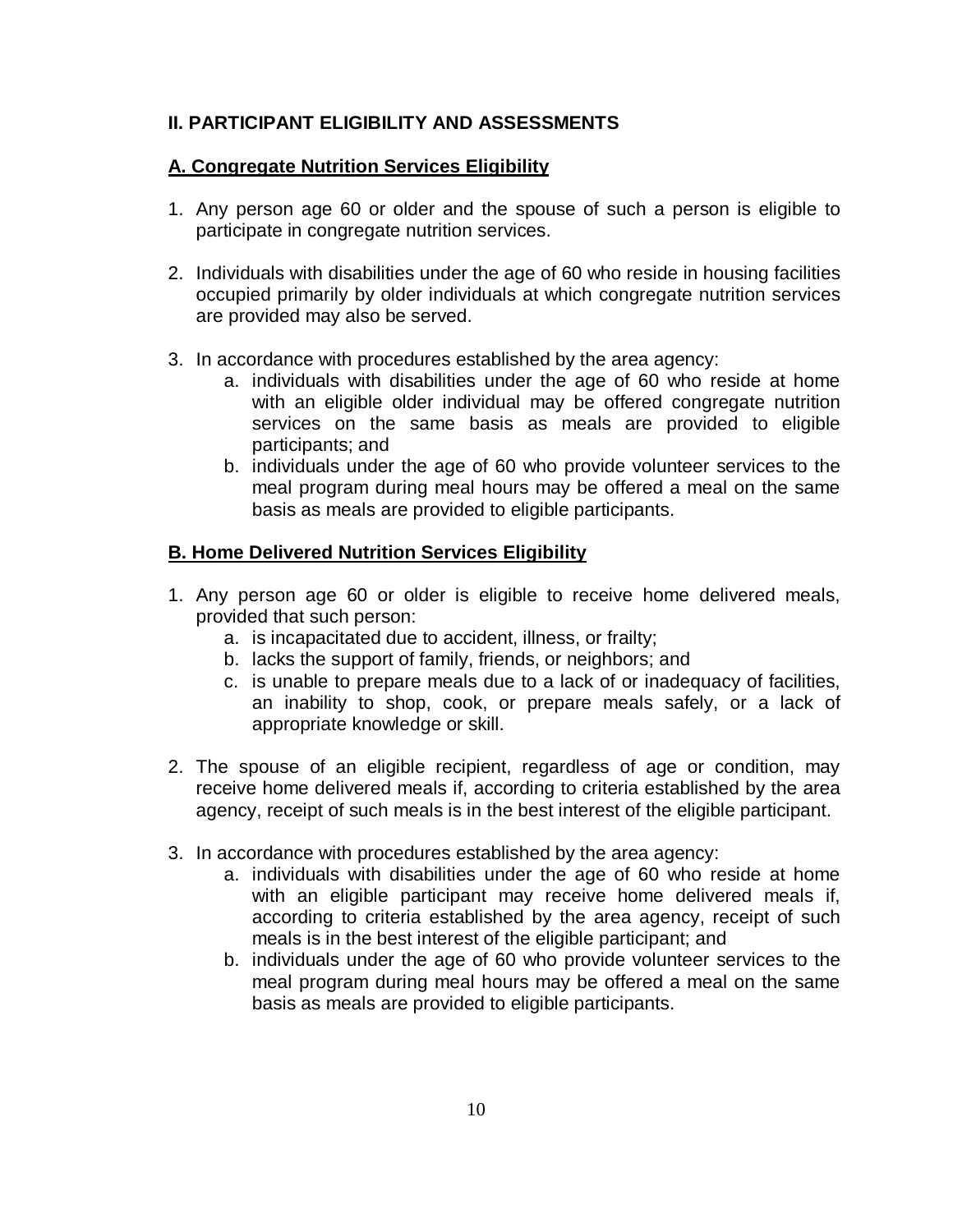## II. PARTICIPANT ELIGIBILITY AND ASSESSMENTS

### A. Congregate Nutrition Services Eligibility

1. Any person age 60 or older and the spouse of such a person is eligible to participate in congregate nutrition services.

2. Individuals with disabilities under the age of 60 who reside in housing facilities occupied primarily by older individuals at which congregate nutrition services are provided may also be served.

3. In accordance with procedures established by the area agency:
    a. individuals with disabilities under the age of 60 who reside at home with an eligible older individual may be offered congregate nutrition services on the same basis as meals are provided to eligible participants; and
    b. individuals under the age of 60 who provide volunteer services to the meal program during meal hours may be offered a meal on the same basis as meals are provided to eligible participants.

### B. Home Delivered Nutrition Services Eligibility

1. Any person age 60 or older is eligible to receive home delivered meals, provided that such person:
    a. is incapacitated due to accident, illness, or frailty;
    b. lacks the support of family, friends, or neighbors; and
    c. is unable to prepare meals due to a lack of or inadequacy of facilities, an inability to shop, cook, or prepare meals safely, or a lack of appropriate knowledge or skill.

2. The spouse of an eligible recipient, regardless of age or condition, may receive home delivered meals if, according to criteria established by the area agency, receipt of such meals is in the best interest of the eligible participant.

3. In accordance with procedures established by the area agency:
    a. individuals with disabilities under the age of 60 who reside at home with an eligible participant may receive home delivered meals if, according to criteria established by the area agency, receipt of such meals is in the best interest of the eligible participant; and
    b. individuals under the age of 60 who provide volunteer services to the meal program during meal hours may be offered a meal on the same basis as meals are provided to eligible participants.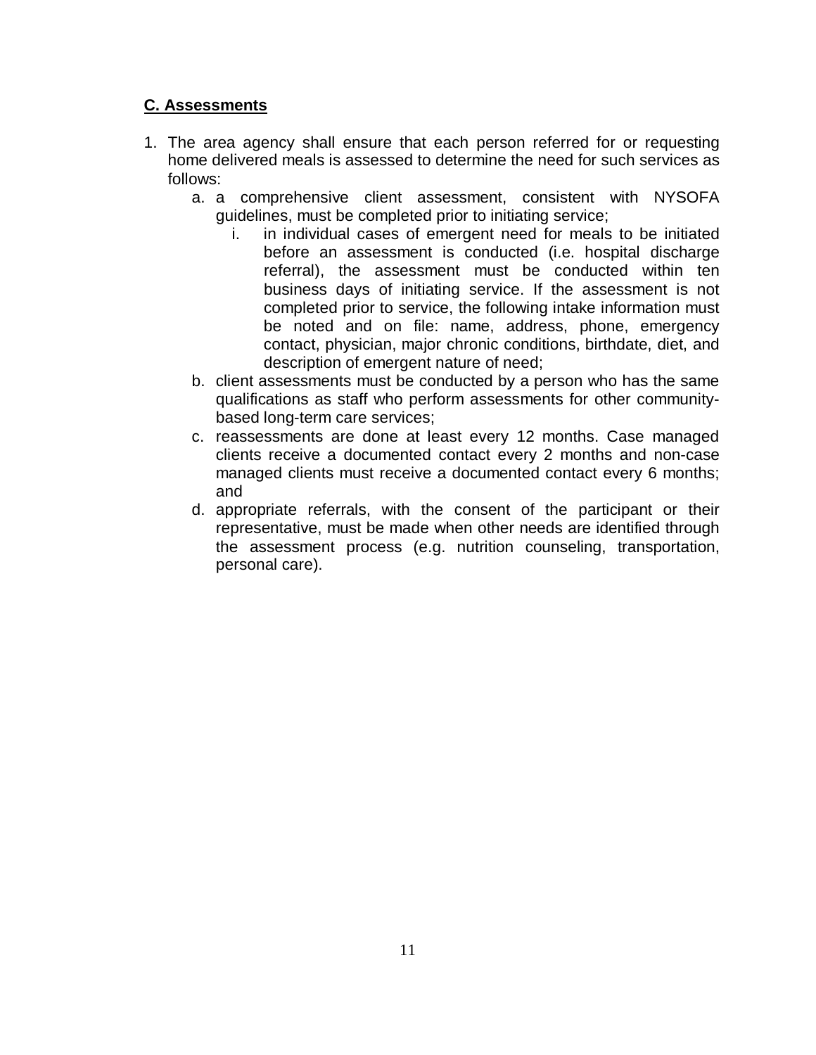**C. Assessments**

1. The area agency shall ensure that each person referred for or requesting home delivered meals is assessed to determine the need for such services as follows:
   a. a comprehensive client assessment, consistent with NYSOFA guidelines, must be completed prior to initiating service;
      i. in individual cases of emergent need for meals to be initiated before an assessment is conducted (i.e. hospital discharge referral), the assessment must be conducted within ten business days of initiating service. If the assessment is not completed prior to service, the following intake information must be noted and on file: name, address, phone, emergency contact, physician, major chronic conditions, birthdate, diet, and description of emergent nature of need;
   b. client assessments must be conducted by a person who has the same qualifications as staff who perform assessments for other community-based long-term care services;
   c. reassessments are done at least every 12 months. Case managed clients receive a documented contact every 2 months and non-case managed clients must receive a documented contact every 6 months; and
   d. appropriate referrals, with the consent of the participant or their representative, must be made when other needs are identified through the assessment process (e.g. nutrition counseling, transportation, personal care).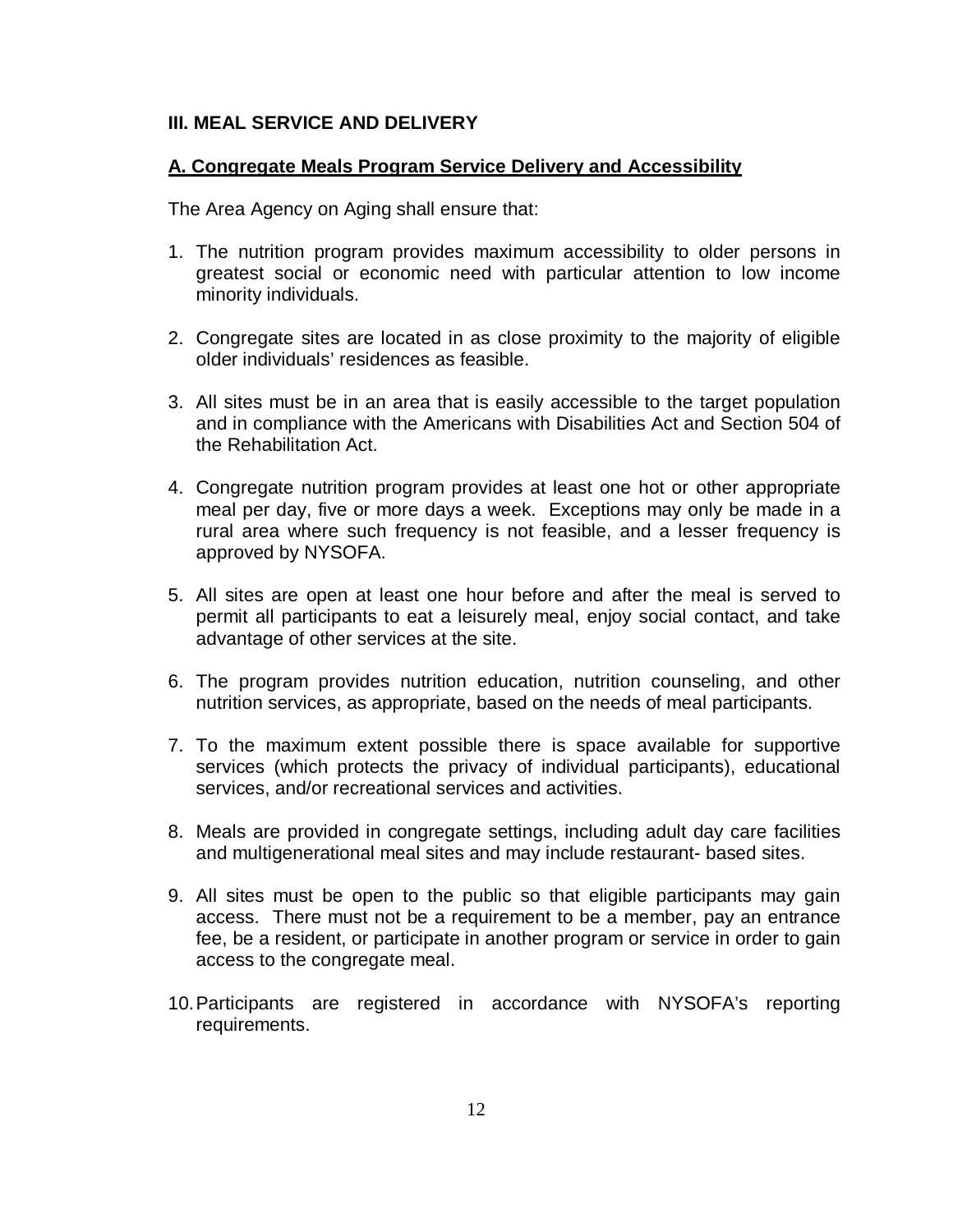## III. MEAL SERVICE AND DELIVERY

### A. Congregate Meals Program Service Delivery and Accessibility

The Area Agency on Aging shall ensure that:

1. The nutrition program provides maximum accessibility to older persons in greatest social or economic need with particular attention to low income minority individuals.

2. Congregate sites are located in as close proximity to the majority of eligible older individuals' residences as feasible.

3. All sites must be in an area that is easily accessible to the target population and in compliance with the Americans with Disabilities Act and Section 504 of the Rehabilitation Act.

4. Congregate nutrition program provides at least one hot or other appropriate meal per day, five or more days a week. Exceptions may only be made in a rural area where such frequency is not feasible, and a lesser frequency is approved by NYSOFA.

5. All sites are open at least one hour before and after the meal is served to permit all participants to eat a leisurely meal, enjoy social contact, and take advantage of other services at the site.

6. The program provides nutrition education, nutrition counseling, and other nutrition services, as appropriate, based on the needs of meal participants.

7. To the maximum extent possible there is space available for supportive services (which protects the privacy of individual participants), educational services, and/or recreational services and activities.

8. Meals are provided in congregate settings, including adult day care facilities and multigenerational meal sites and may include restaurant- based sites.

9. All sites must be open to the public so that eligible participants may gain access. There must not be a requirement to be a member, pay an entrance fee, be a resident, or participate in another program or service in order to gain access to the congregate meal.

10. Participants are registered in accordance with NYSOFA's reporting requirements.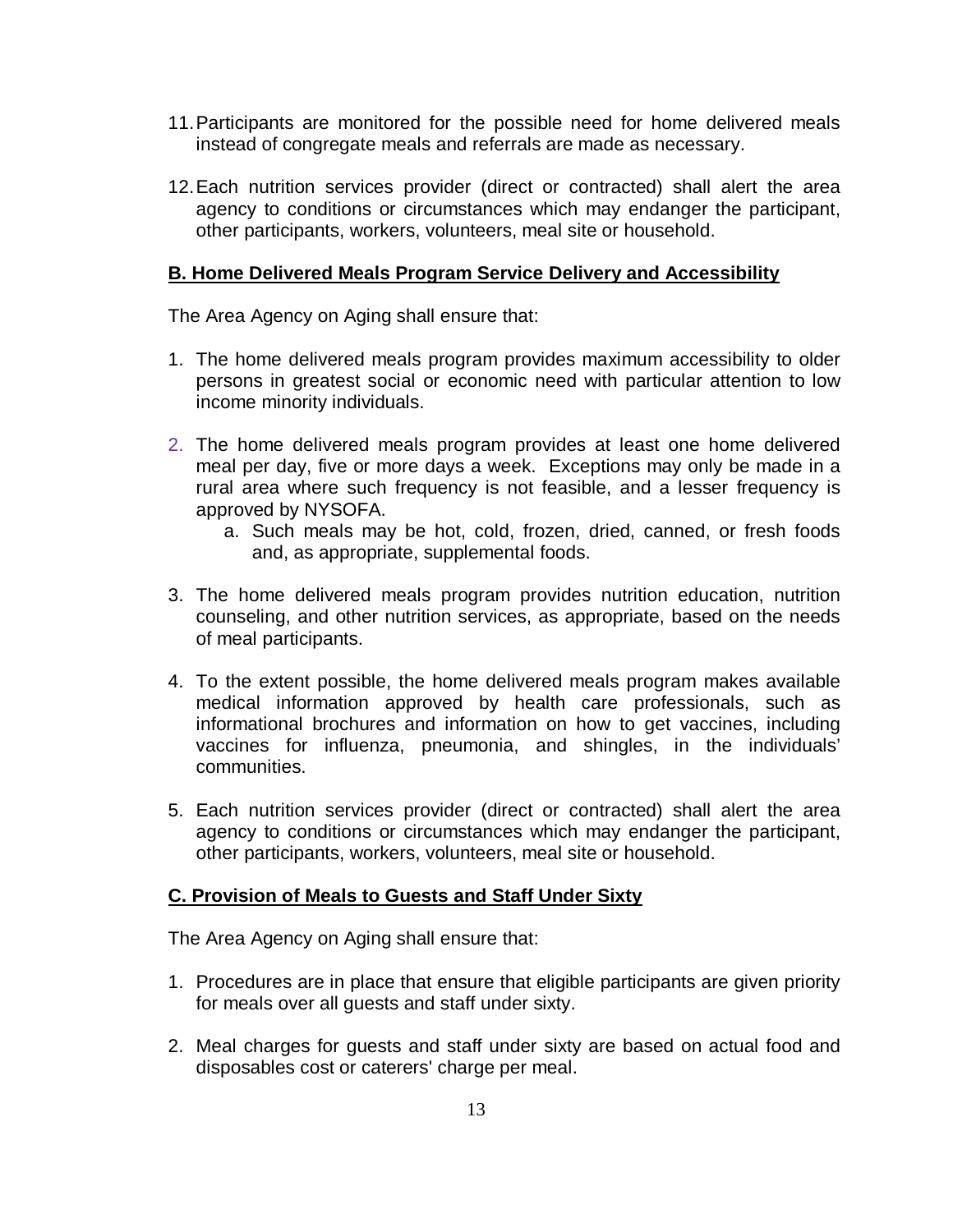11. Participants are monitored for the possible need for home delivered meals instead of congregate meals and referrals are made as necessary.

12. Each nutrition services provider (direct or contracted) shall alert the area agency to conditions or circumstances which may endanger the participant, other participants, workers, volunteers, meal site or household.

### B. Home Delivered Meals Program Service Delivery and Accessibility

The Area Agency on Aging shall ensure that:

1. The home delivered meals program provides maximum accessibility to older persons in greatest social or economic need with particular attention to low income minority individuals.

2. The home delivered meals program provides at least one home delivered meal per day, five or more days a week. Exceptions may only be made in a rural area where such frequency is not feasible, and a lesser frequency is approved by NYSOFA.
   a. Such meals may be hot, cold, frozen, dried, canned, or fresh foods and, as appropriate, supplemental foods.

3. The home delivered meals program provides nutrition education, nutrition counseling, and other nutrition services, as appropriate, based on the needs of meal participants.

4. To the extent possible, the home delivered meals program makes available medical information approved by health care professionals, such as informational brochures and information on how to get vaccines, including vaccines for influenza, pneumonia, and shingles, in the individuals' communities.

5. Each nutrition services provider (direct or contracted) shall alert the area agency to conditions or circumstances which may endanger the participant, other participants, workers, volunteers, meal site or household.

### C. Provision of Meals to Guests and Staff Under Sixty

The Area Agency on Aging shall ensure that:

1. Procedures are in place that ensure that eligible participants are given priority for meals over all guests and staff under sixty.

2. Meal charges for guests and staff under sixty are based on actual food and disposables cost or caterers' charge per meal.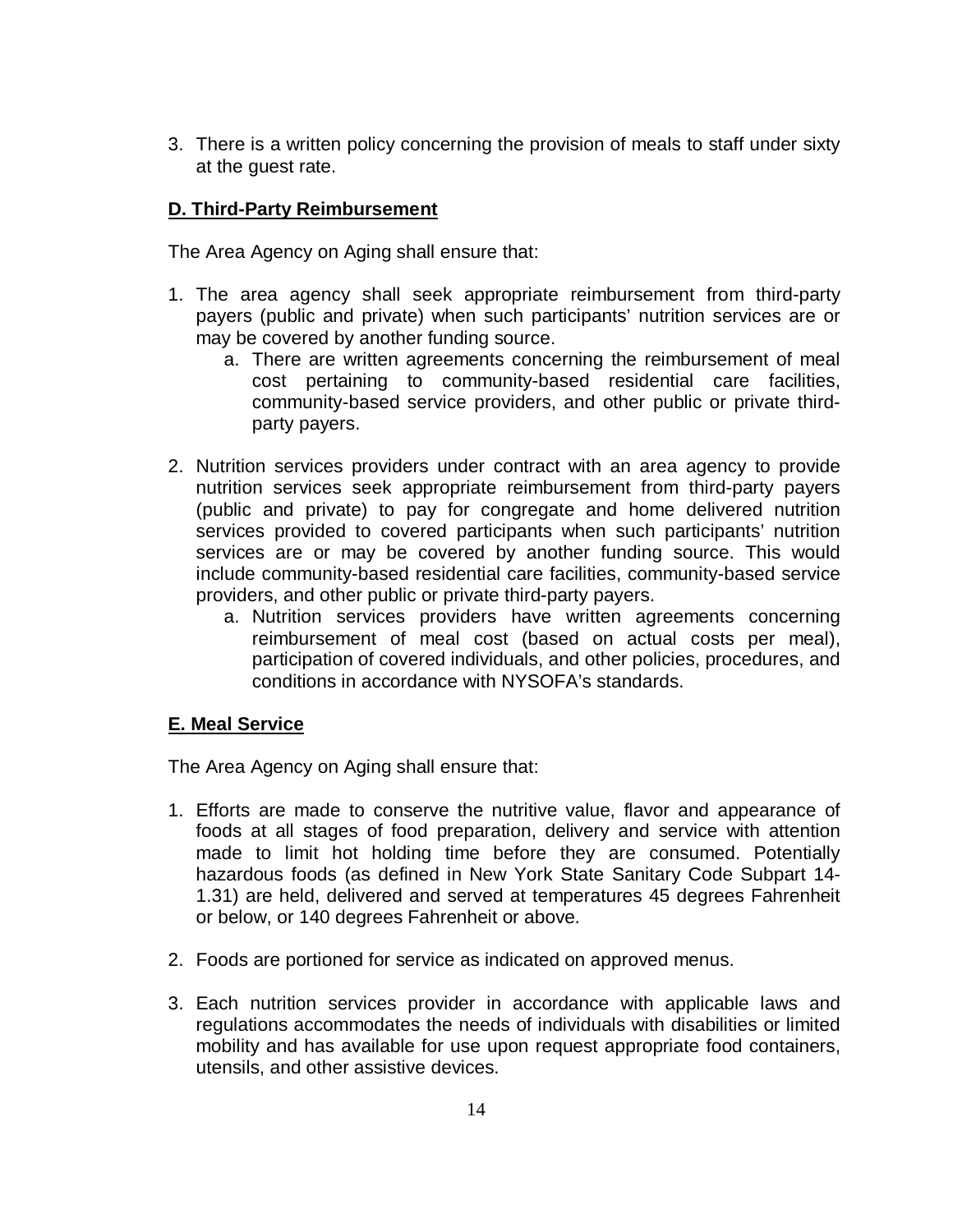3. There is a written policy concerning the provision of meals to staff under sixty at the guest rate.

**D. Third-Party Reimbursement**

The Area Agency on Aging shall ensure that:

1. The area agency shall seek appropriate reimbursement from third-party payers (public and private) when such participants' nutrition services are or may be covered by another funding source.
   a. There are written agreements concerning the reimbursement of meal cost pertaining to community-based residential care facilities, community-based service providers, and other public or private third-party payers.

2. Nutrition services providers under contract with an area agency to provide nutrition services seek appropriate reimbursement from third-party payers (public and private) to pay for congregate and home delivered nutrition services provided to covered participants when such participants' nutrition services are or may be covered by another funding source. This would include community-based residential care facilities, community-based service providers, and other public or private third-party payers.
   a. Nutrition services providers have written agreements concerning reimbursement of meal cost (based on actual costs per meal), participation of covered individuals, and other policies, procedures, and conditions in accordance with NYSOFA's standards.

**E. Meal Service**

The Area Agency on Aging shall ensure that:

1. Efforts are made to conserve the nutritive value, flavor and appearance of foods at all stages of food preparation, delivery and service with attention made to limit hot holding time before they are consumed. Potentially hazardous foods (as defined in New York State Sanitary Code Subpart 14-1.31) are held, delivered and served at temperatures 45 degrees Fahrenheit or below, or 140 degrees Fahrenheit or above.

2. Foods are portioned for service as indicated on approved menus.

3. Each nutrition services provider in accordance with applicable laws and regulations accommodates the needs of individuals with disabilities or limited mobility and has available for use upon request appropriate food containers, utensils, and other assistive devices.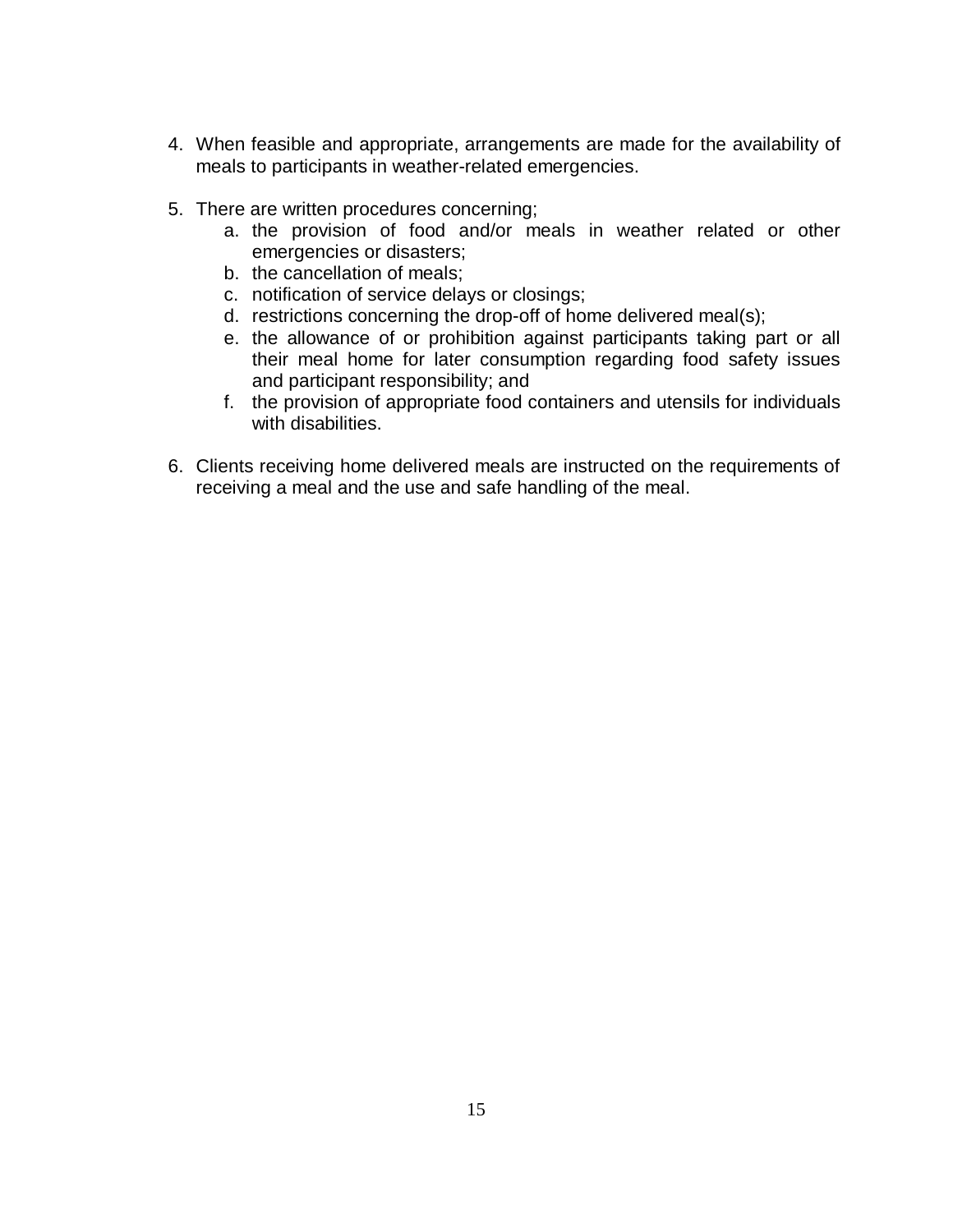4. When feasible and appropriate, arrangements are made for the availability of meals to participants in weather-related emergencies.

5. There are written procedures concerning;
   a. the provision of food and/or meals in weather related or other emergencies or disasters;
   b. the cancellation of meals;
   c. notification of service delays or closings;
   d. restrictions concerning the drop-off of home delivered meal(s);
   e. the allowance of or prohibition against participants taking part or all their meal home for later consumption regarding food safety issues and participant responsibility; and
   f. the provision of appropriate food containers and utensils for individuals with disabilities.

6. Clients receiving home delivered meals are instructed on the requirements of receiving a meal and the use and safe handling of the meal.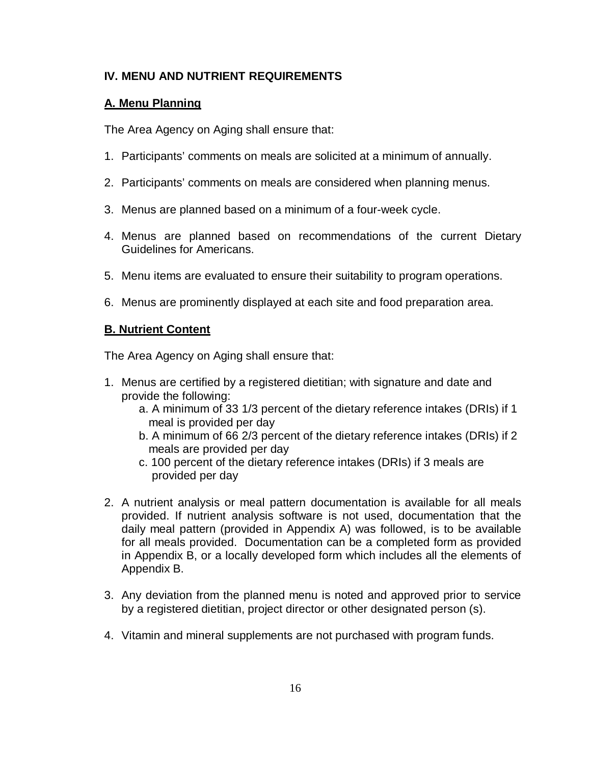## IV. MENU AND NUTRIENT REQUIREMENTS

### A. Menu Planning

The Area Agency on Aging shall ensure that:

1. Participants' comments on meals are solicited at a minimum of annually.

2. Participants' comments on meals are considered when planning menus.

3. Menus are planned based on a minimum of a four-week cycle.

4. Menus are planned based on recommendations of the current Dietary Guidelines for Americans.

5. Menu items are evaluated to ensure their suitability to program operations.

6. Menus are prominently displayed at each site and food preparation area.

### B. Nutrient Content

The Area Agency on Aging shall ensure that:

1. Menus are certified by a registered dietitian; with signature and date and provide the following:
   a. A minimum of 33 1/3 percent of the dietary reference intakes (DRIs) if 1 meal is provided per day
   b. A minimum of 66 2/3 percent of the dietary reference intakes (DRIs) if 2 meals are provided per day
   c. 100 percent of the dietary reference intakes (DRIs) if 3 meals are provided per day

2. A nutrient analysis or meal pattern documentation is available for all meals provided. If nutrient analysis software is not used, documentation that the daily meal pattern (provided in Appendix A) was followed, is to be available for all meals provided. Documentation can be a completed form as provided in Appendix B, or a locally developed form which includes all the elements of Appendix B.

3. Any deviation from the planned menu is noted and approved prior to service by a registered dietitian, project director or other designated person (s).

4. Vitamin and mineral supplements are not purchased with program funds.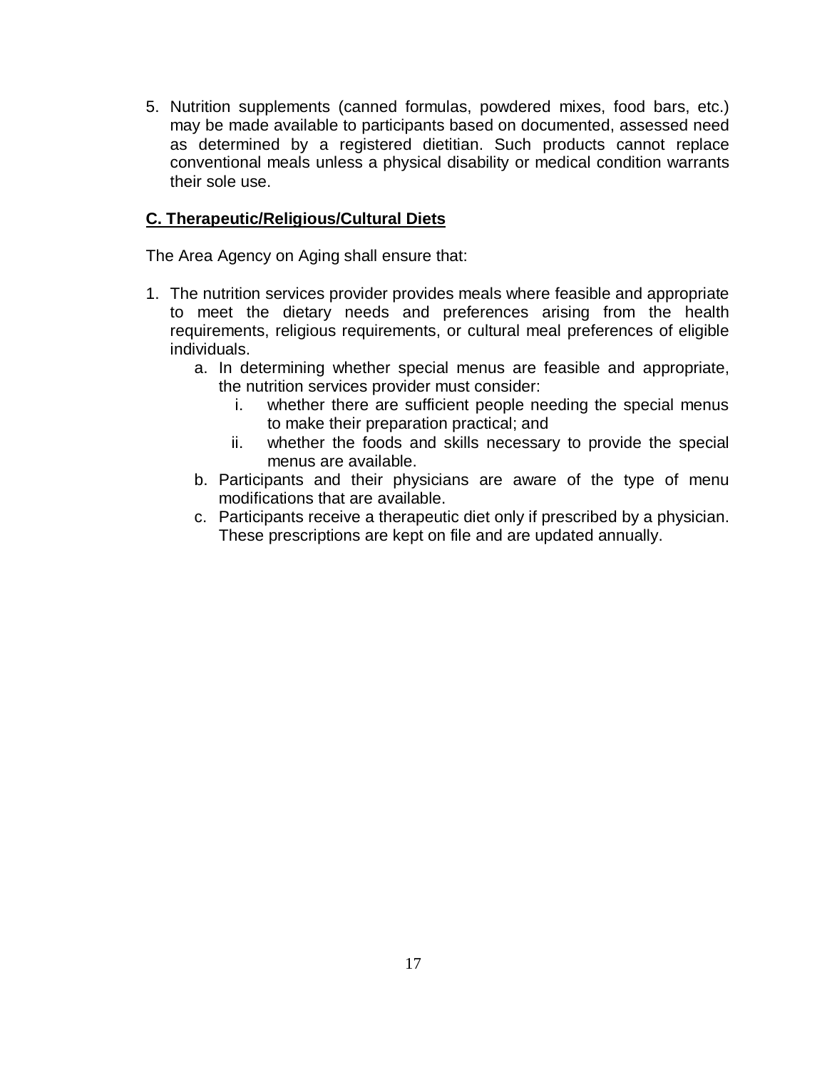5. Nutrition supplements (canned formulas, powdered mixes, food bars, etc.) may be made available to participants based on documented, assessed need as determined by a registered dietitian. Such products cannot replace conventional meals unless a physical disability or medical condition warrants their sole use.

**C. Therapeutic/Religious/Cultural Diets**

The Area Agency on Aging shall ensure that:

1. The nutrition services provider provides meals where feasible and appropriate to meet the dietary needs and preferences arising from the health requirements, religious requirements, or cultural meal preferences of eligible individuals.
    a. In determining whether special menus are feasible and appropriate, the nutrition services provider must consider:
        i. whether there are sufficient people needing the special menus to make their preparation practical; and
        ii. whether the foods and skills necessary to provide the special menus are available.
    b. Participants and their physicians are aware of the type of menu modifications that are available.
    c. Participants receive a therapeutic diet only if prescribed by a physician. These prescriptions are kept on file and are updated annually.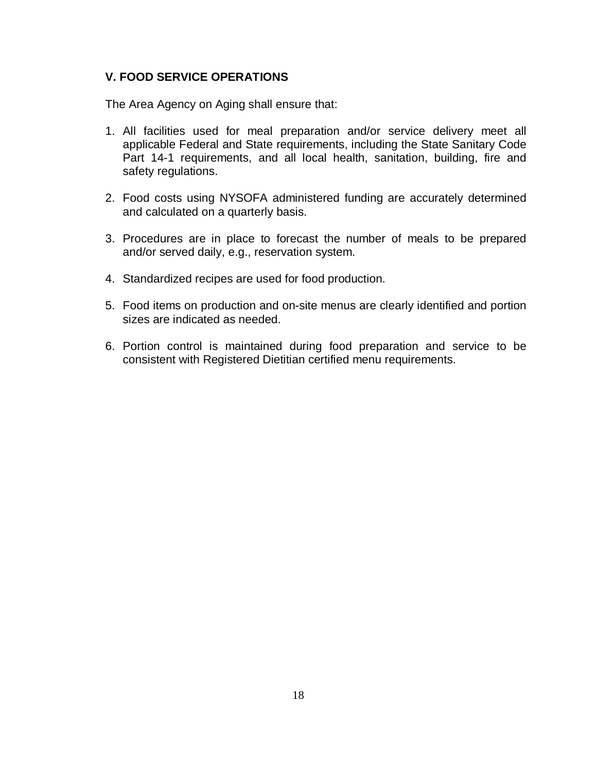## V. FOOD SERVICE OPERATIONS

The Area Agency on Aging shall ensure that:

1. All facilities used for meal preparation and/or service delivery meet all applicable Federal and State requirements, including the State Sanitary Code Part 14-1 requirements, and all local health, sanitation, building, fire and safety regulations.

2. Food costs using NYSOFA administered funding are accurately determined and calculated on a quarterly basis.

3. Procedures are in place to forecast the number of meals to be prepared and/or served daily, e.g., reservation system.

4. Standardized recipes are used for food production.

5. Food items on production and on-site menus are clearly identified and portion sizes are indicated as needed.

6. Portion control is maintained during food preparation and service to be consistent with Registered Dietitian certified menu requirements.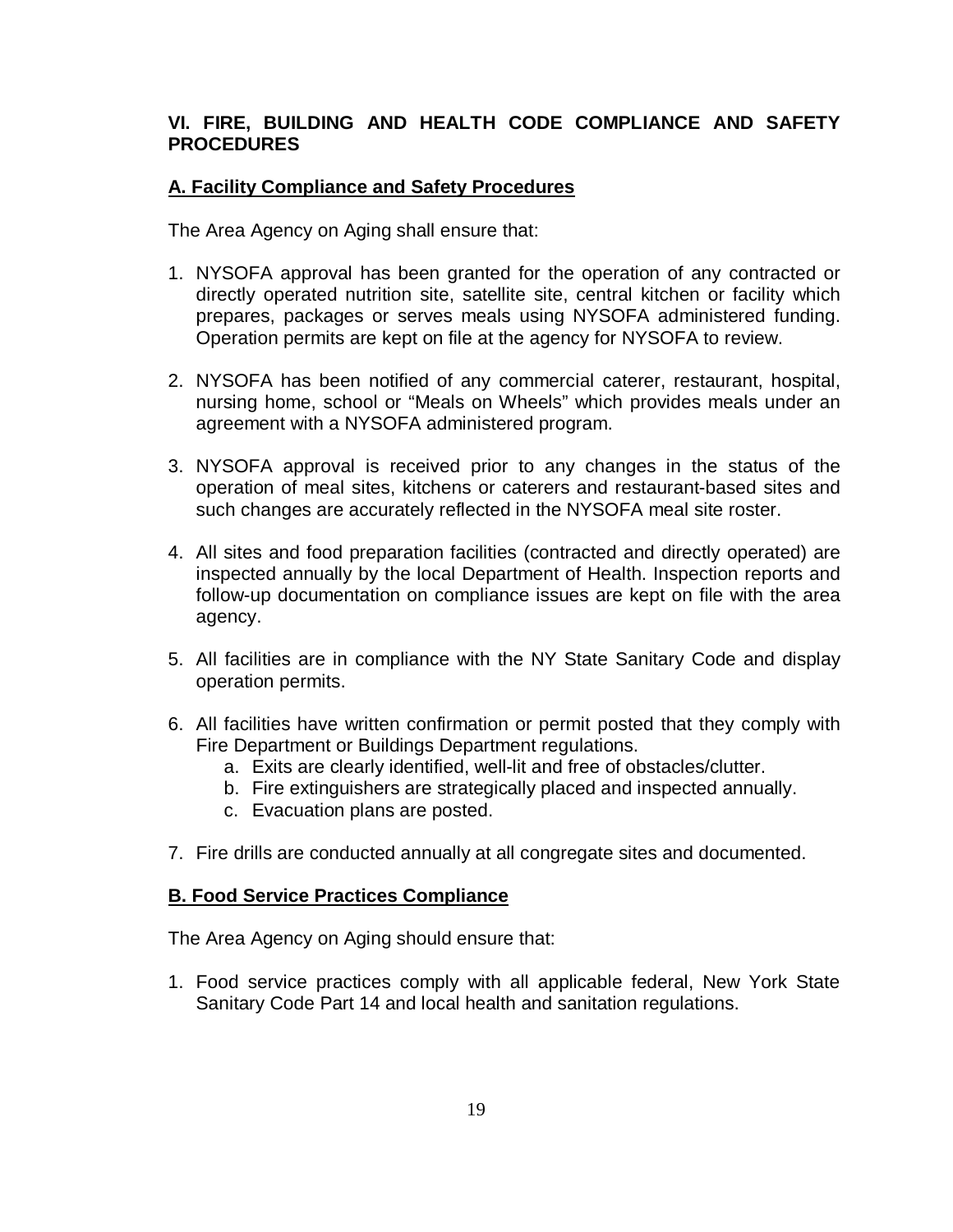## VI. FIRE, BUILDING AND HEALTH CODE COMPLIANCE AND SAFETY PROCEDURES

### A. Facility Compliance and Safety Procedures

The Area Agency on Aging shall ensure that:

1. NYSOFA approval has been granted for the operation of any contracted or directly operated nutrition site, satellite site, central kitchen or facility which prepares, packages or serves meals using NYSOFA administered funding. Operation permits are kept on file at the agency for NYSOFA to review.

2. NYSOFA has been notified of any commercial caterer, restaurant, hospital, nursing home, school or "Meals on Wheels" which provides meals under an agreement with a NYSOFA administered program.

3. NYSOFA approval is received prior to any changes in the status of the operation of meal sites, kitchens or caterers and restaurant-based sites and such changes are accurately reflected in the NYSOFA meal site roster.

4. All sites and food preparation facilities (contracted and directly operated) are inspected annually by the local Department of Health. Inspection reports and follow-up documentation on compliance issues are kept on file with the area agency.

5. All facilities are in compliance with the NY State Sanitary Code and display operation permits.

6. All facilities have written confirmation or permit posted that they comply with Fire Department or Buildings Department regulations.
   a. Exits are clearly identified, well-lit and free of obstacles/clutter.
   b. Fire extinguishers are strategically placed and inspected annually.
   c. Evacuation plans are posted.

7. Fire drills are conducted annually at all congregate sites and documented.

### B. Food Service Practices Compliance

The Area Agency on Aging should ensure that:

1. Food service practices comply with all applicable federal, New York State Sanitary Code Part 14 and local health and sanitation regulations.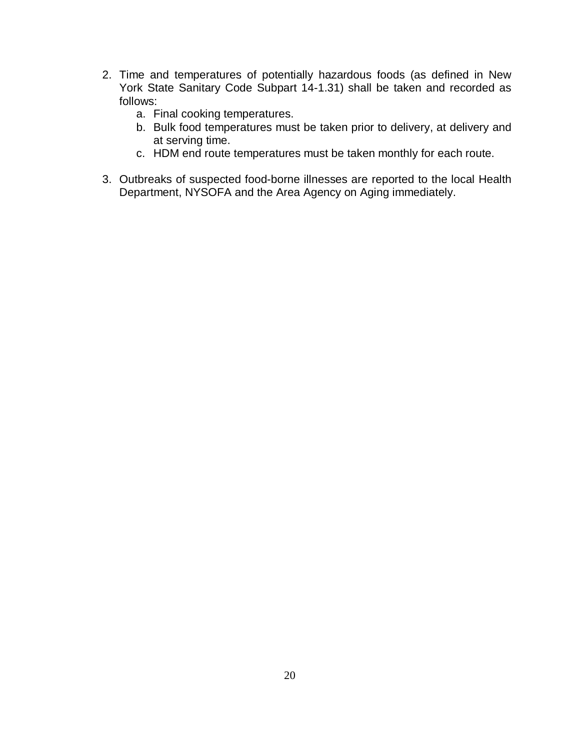2. Time and temperatures of potentially hazardous foods (as defined in New York State Sanitary Code Subpart 14-1.31) shall be taken and recorded as follows:
   a. Final cooking temperatures.
   b. Bulk food temperatures must be taken prior to delivery, at delivery and at serving time.
   c. HDM end route temperatures must be taken monthly for each route.

3. Outbreaks of suspected food-borne illnesses are reported to the local Health Department, NYSOFA and the Area Agency on Aging immediately.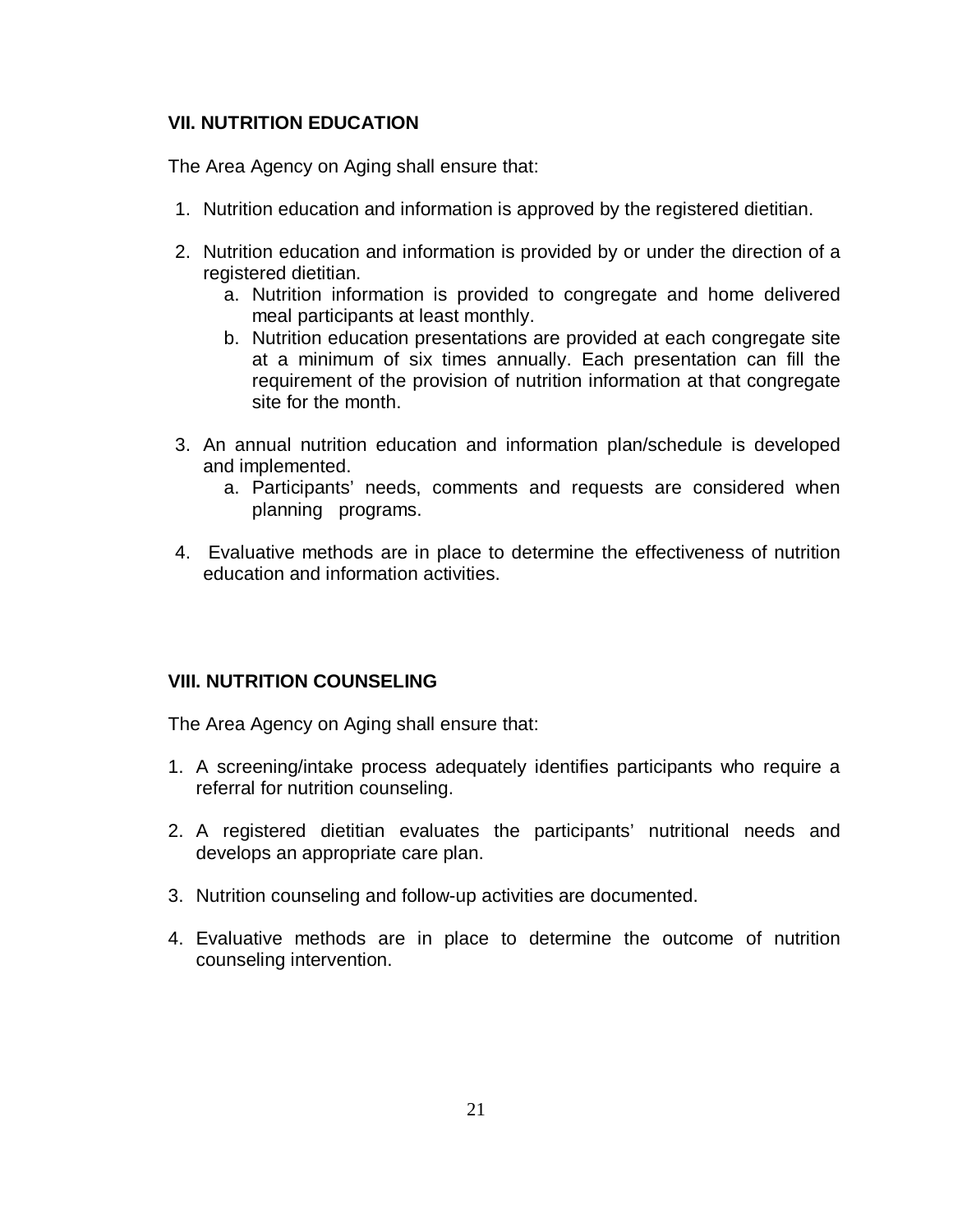## VII. NUTRITION EDUCATION

The Area Agency on Aging shall ensure that:

1. Nutrition education and information is approved by the registered dietitian.

2. Nutrition education and information is provided by or under the direction of a registered dietitian.
   a. Nutrition information is provided to congregate and home delivered meal participants at least monthly.
   b. Nutrition education presentations are provided at each congregate site at a minimum of six times annually. Each presentation can fill the requirement of the provision of nutrition information at that congregate site for the month.

3. An annual nutrition education and information plan/schedule is developed and implemented.
   a. Participants' needs, comments and requests are considered when planning programs.

4. Evaluative methods are in place to determine the effectiveness of nutrition education and information activities.

## VIII. NUTRITION COUNSELING

The Area Agency on Aging shall ensure that:

1. A screening/intake process adequately identifies participants who require a referral for nutrition counseling.

2. A registered dietitian evaluates the participants' nutritional needs and develops an appropriate care plan.

3. Nutrition counseling and follow-up activities are documented.

4. Evaluative methods are in place to determine the outcome of nutrition counseling intervention.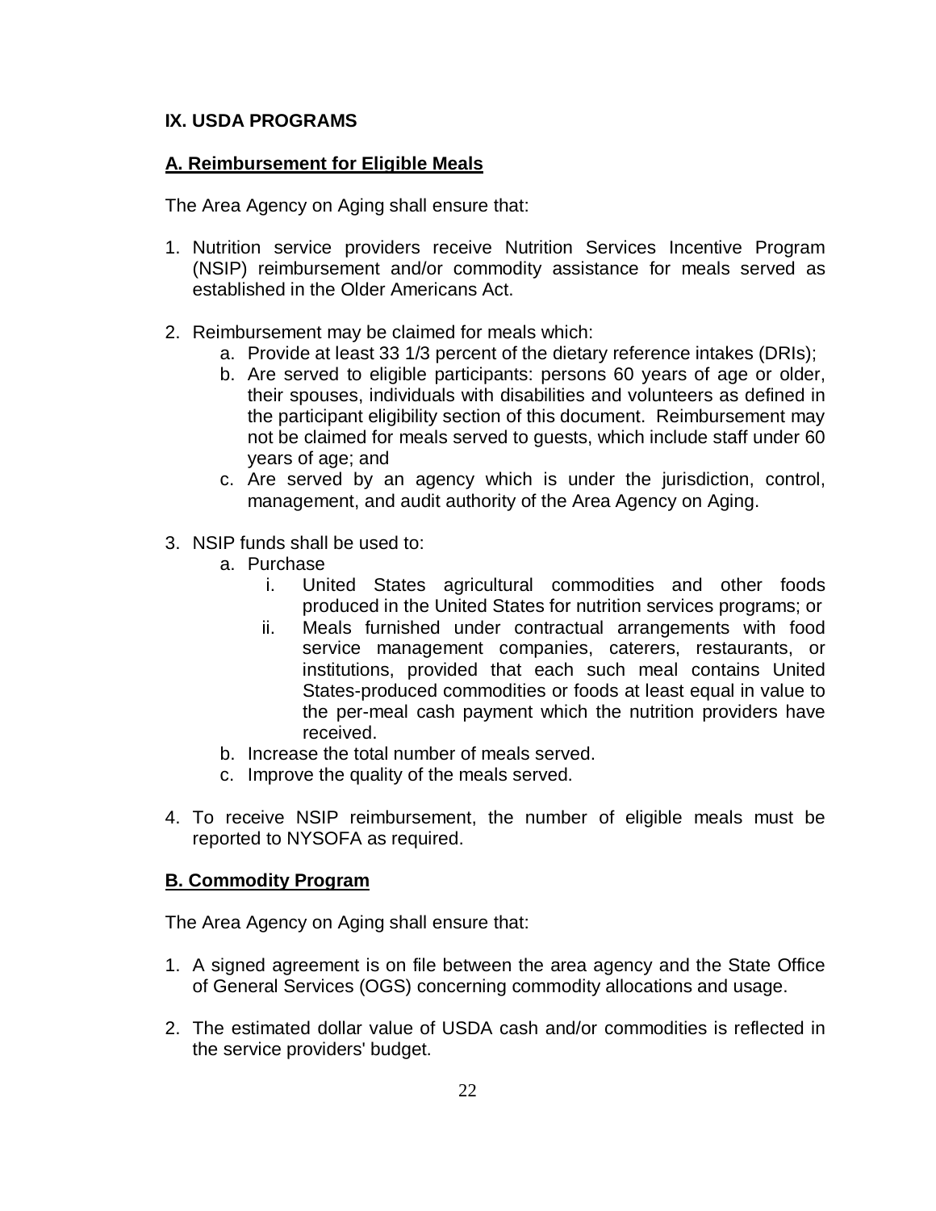## IX. USDA PROGRAMS

### A. Reimbursement for Eligible Meals

The Area Agency on Aging shall ensure that:

1. Nutrition service providers receive Nutrition Services Incentive Program (NSIP) reimbursement and/or commodity assistance for meals served as established in the Older Americans Act.

2. Reimbursement may be claimed for meals which:
   a. Provide at least 33 1/3 percent of the dietary reference intakes (DRIs);
   b. Are served to eligible participants: persons 60 years of age or older, their spouses, individuals with disabilities and volunteers as defined in the participant eligibility section of this document. Reimbursement may not be claimed for meals served to guests, which include staff under 60 years of age; and
   c. Are served by an agency which is under the jurisdiction, control, management, and audit authority of the Area Agency on Aging.

3. NSIP funds shall be used to:
   a. Purchase
      i. United States agricultural commodities and other foods produced in the United States for nutrition services programs; or
      ii. Meals furnished under contractual arrangements with food service management companies, caterers, restaurants, or institutions, provided that each such meal contains United States-produced commodities or foods at least equal in value to the per-meal cash payment which the nutrition providers have received.
   b. Increase the total number of meals served.
   c. Improve the quality of the meals served.

4. To receive NSIP reimbursement, the number of eligible meals must be reported to NYSOFA as required.

### B. Commodity Program

The Area Agency on Aging shall ensure that:

1. A signed agreement is on file between the area agency and the State Office of General Services (OGS) concerning commodity allocations and usage.

2. The estimated dollar value of USDA cash and/or commodities is reflected in the service providers' budget.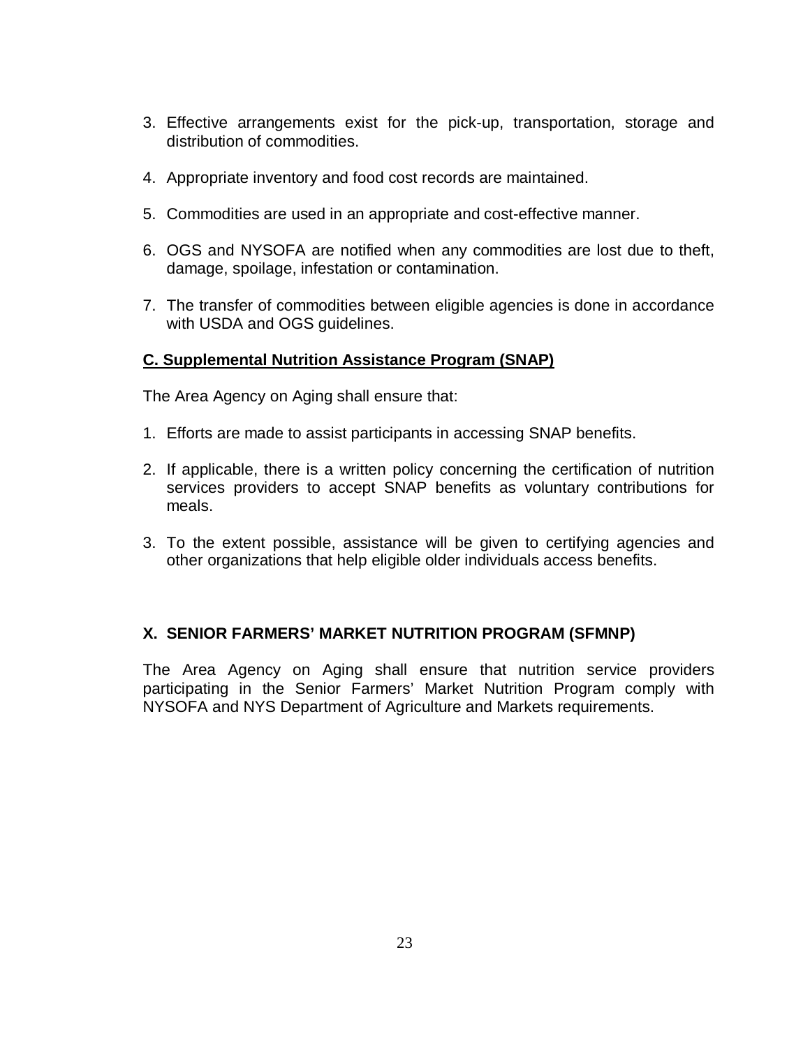3. Effective arrangements exist for the pick-up, transportation, storage and distribution of commodities.

4. Appropriate inventory and food cost records are maintained.

5. Commodities are used in an appropriate and cost-effective manner.

6. OGS and NYSOFA are notified when any commodities are lost due to theft, damage, spoilage, infestation or contamination.

7. The transfer of commodities between eligible agencies is done in accordance with USDA and OGS guidelines.

### C. Supplemental Nutrition Assistance Program (SNAP)

The Area Agency on Aging shall ensure that:

1. Efforts are made to assist participants in accessing SNAP benefits.

2. If applicable, there is a written policy concerning the certification of nutrition services providers to accept SNAP benefits as voluntary contributions for meals.

3. To the extent possible, assistance will be given to certifying agencies and other organizations that help eligible older individuals access benefits.

## X. SENIOR FARMERS' MARKET NUTRITION PROGRAM (SFMNP)

The Area Agency on Aging shall ensure that nutrition service providers participating in the Senior Farmers' Market Nutrition Program comply with NYSOFA and NYS Department of Agriculture and Markets requirements.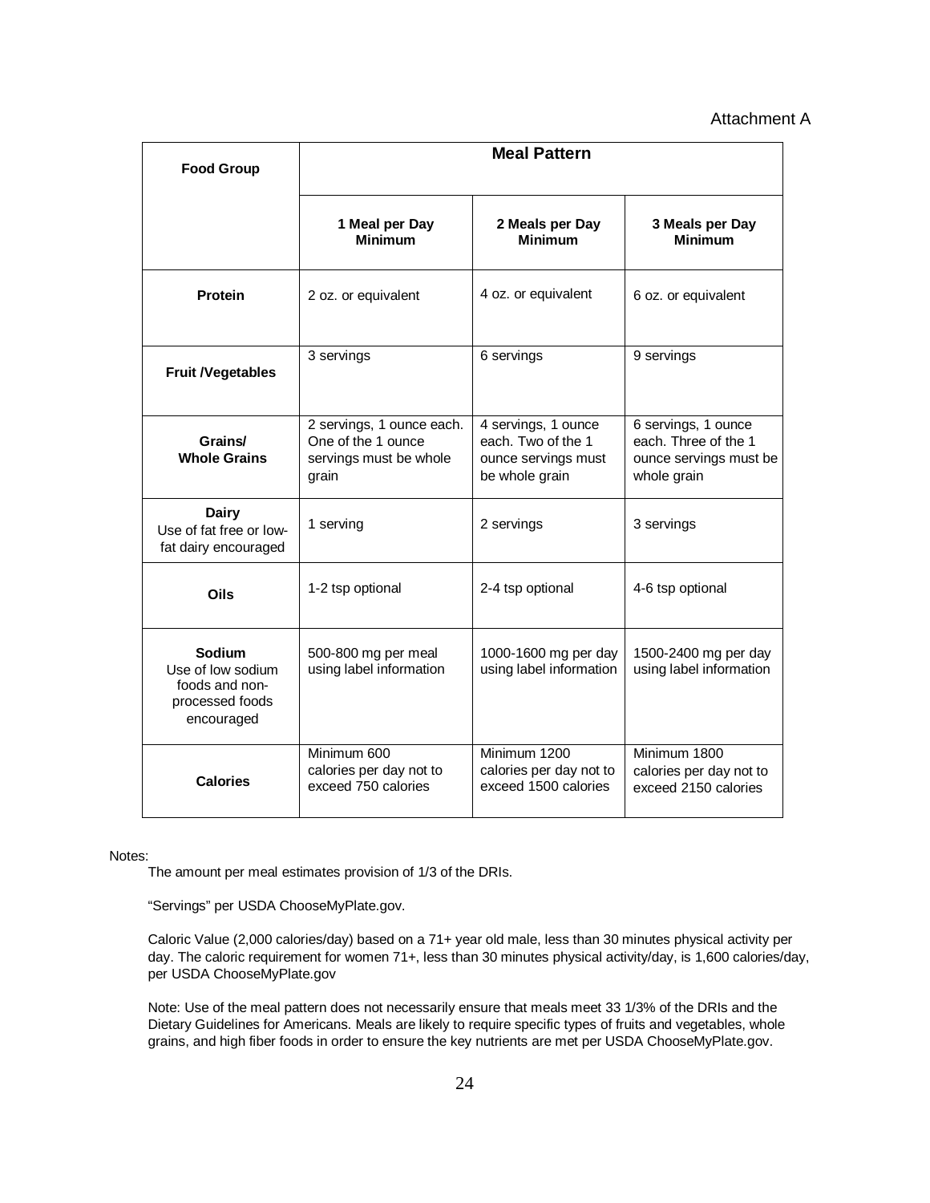Attachment A

| Food Group | Meal Pattern | | |
|---|---|---|---|
| | **1 Meal per Day Minimum** | **2 Meals per Day Minimum** | **3 Meals per Day Minimum** |
| **Protein** | 2 oz. or equivalent | 4 oz. or equivalent | 6 oz. or equivalent |
| **Fruit /Vegetables** | 3 servings | 6 servings | 9 servings |
| **Grains/ Whole Grains** | 2 servings, 1 ounce each. One of the 1 ounce servings must be whole grain | 4 servings, 1 ounce each. Two of the 1 ounce servings must be whole grain | 6 servings, 1 ounce each. Three of the 1 ounce servings must be whole grain |
| **Dairy** Use of fat free or low-fat dairy encouraged | 1 serving | 2 servings | 3 servings |
| **Oils** | 1-2 tsp optional | 2-4 tsp optional | 4-6 tsp optional |
| **Sodium** Use of low sodium foods and non-processed foods encouraged | 500-800 mg per meal using label information | 1000-1600 mg per day using label information | 1500-2400 mg per day using label information |
| **Calories** | Minimum 600 calories per day not to exceed 750 calories | Minimum 1200 calories per day not to exceed 1500 calories | Minimum 1800 calories per day not to exceed 2150 calories |

Notes:

The amount per meal estimates provision of 1/3 of the DRIs.

"Servings" per USDA ChooseMyPlate.gov.

Caloric Value (2,000 calories/day) based on a 71+ year old male, less than 30 minutes physical activity per day. The caloric requirement for women 71+, less than 30 minutes physical activity/day, is 1,600 calories/day, per USDA ChooseMyPlate.gov

Note: Use of the meal pattern does not necessarily ensure that meals meet 33 1/3% of the DRIs and the Dietary Guidelines for Americans. Meals are likely to require specific types of fruits and vegetables, whole grains, and high fiber foods in order to ensure the key nutrients are met per USDA ChooseMyPlate.gov.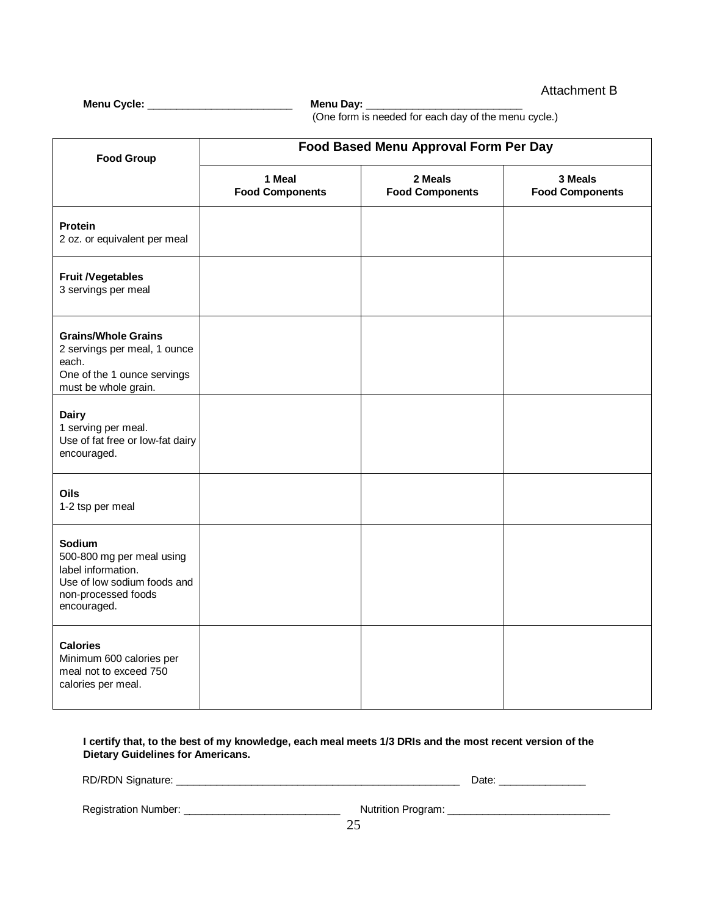Attachment B

**Menu Cycle:** ________________________ **Menu Day:** __________________________
(One form is needed for each day of the menu cycle.)

| **Food Group** | **Food Based Menu Approval Form Per Day** | | |
|---|---|---|---|
| | **1 Meal Food Components** | **2 Meals Food Components** | **3 Meals Food Components** |
| **Protein** 2 oz. or equivalent per meal | | | |
| **Fruit /Vegetables** 3 servings per meal | | | |
| **Grains/Whole Grains** 2 servings per meal, 1 ounce each. One of the 1 ounce servings must be whole grain. | | | |
| **Dairy** 1 serving per meal. Use of fat free or low-fat dairy encouraged. | | | |
| **Oils** 1-2 tsp per meal | | | |
| **Sodium** 500-800 mg per meal using label information. Use of low sodium foods and non-processed foods encouraged. | | | |
| **Calories** Minimum 600 calories per meal not to exceed 750 calories per meal. | | | |

**I certify that, to the best of my knowledge, each meal meets 1/3 DRIs and the most recent version of the Dietary Guidelines for Americans.**

RD/RDN Signature: ___________________________________________________ Date: _______________

Registration Number: ___________________________ Nutrition Program: ____________________________